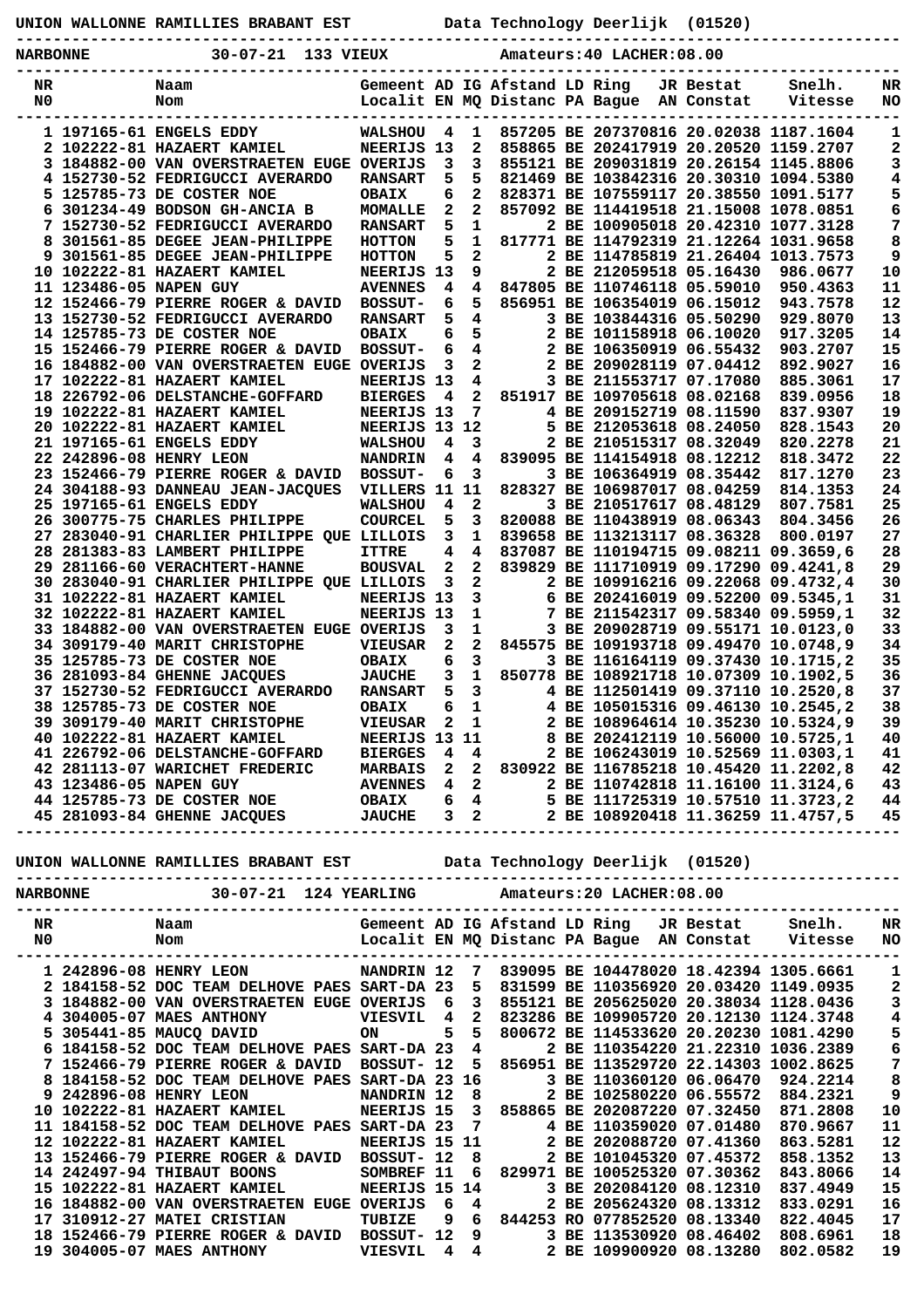**UNION WALLONNE RAMILLIES BRABANT EST** Data Technology Deerlijk (01520)

**NARBONNE** 30-07-21 133 VIEUX Amateurs:40 LACHER:08.00

| NR NO | | Naam Nom | Gemeent Localit | AD EN | IG MQ | Afstand Distanc | LD PA | Ring Bague | JR AN | Bestat Constat | Snelh. Vitesse | NR NO |
|---|---|---|---|---|---|---|---|---|---|---|---|---|
| 1 | 197165-61 | ENGELS EDDY | WALSHOU | 4 | 1 | 857205 | BE | 2073708 | 16 | 20.02038 | 1187.1604 | 1 |
| 2 | 102222-81 | HAZAERT KAMIEL | NEERIJS | 13 | 2 | 858865 | BE | 2024179 | 19 | 20.20520 | 1159.2707 | 2 |
| 3 | 184882-00 | VAN OVERSTRAETEN EUGE | OVERIJS | 3 | 3 | 855121 | BE | 2090318 | 19 | 20.26154 | 1145.8806 | 3 |
| 4 | 152730-52 | FEDRIGUCCI AVERARDO | RANSART | 5 | 5 | 821469 | BE | 1038423 | 16 | 20.30310 | 1094.5380 | 4 |
| 5 | 125785-73 | DE COSTER NOE | OBAIX | 6 | 2 | 828371 | BE | 1075591 | 17 | 20.38550 | 1091.5177 | 5 |
| 6 | 301234-49 | BODSON GH-ANCIA B | MOMALLE | 2 | 2 | 857092 | BE | 1144195 | 18 | 21.15008 | 1078.0851 | 6 |
| 7 | 152730-52 | FEDRIGUCCI AVERARDO | RANSART | 5 | 1 | | 2 BE | 1009050 | 18 | 20.42310 | 1077.3128 | 7 |
| 8 | 301561-85 | DEGEE JEAN-PHILIPPE | HOTTON | 5 | 1 | 817771 | BE | 1147923 | 19 | 21.12264 | 1031.9658 | 8 |
| 9 | 301561-85 | DEGEE JEAN-PHILIPPE | HOTTON | 5 | 2 | | 2 BE | 1147858 | 19 | 21.26404 | 1013.7573 | 9 |
| 10 | 102222-81 | HAZAERT KAMIEL | NEERIJS | 13 | 9 | | 2 BE | 2120595 | 18 | 05.16430 | 986.0677 | 10 |
| 11 | 123486-05 | NAPEN GUY | AVENNES | 4 | 4 | 847805 | BE | 1107461 | 18 | 05.59010 | 950.4363 | 11 |
| 12 | 152466-79 | PIERRE ROGER & DAVID | BOSSUT- | 6 | 5 | 856951 | BE | 1063540 | 19 | 06.15012 | 943.7578 | 12 |
| 13 | 152730-52 | FEDRIGUCCI AVERARDO | RANSART | 5 | 4 | | 3 BE | 1038443 | 16 | 05.50290 | 929.8070 | 13 |
| 14 | 125785-73 | DE COSTER NOE | OBAIX | 6 | 5 | | 2 BE | 1011589 | 18 | 06.10020 | 917.3205 | 14 |
| 15 | 152466-79 | PIERRE ROGER & DAVID | BOSSUT- | 6 | 4 | | 2 BE | 1063505 | 19 | 06.55432 | 903.2707 | 15 |
| 16 | 184882-00 | VAN OVERSTRAETEN EUGE | OVERIJS | 3 | 2 | | 2 BE | 2090281 | 19 | 07.04412 | 892.9027 | 16 |
| 17 | 102222-81 | HAZAERT KAMIEL | NEERIJS | 13 | 4 | | 3 BE | 2115537 | 17 | 07.17080 | 885.3061 | 17 |
| 18 | 226792-06 | DELSTANCHE-GOFFARD | BIERGES | 4 | 2 | 851917 | BE | 1097056 | 18 | 08.02168 | 839.0956 | 18 |
| 19 | 102222-81 | HAZAERT KAMIEL | NEERIJS | 13 | 7 | | 4 BE | 2091527 | 19 | 08.11590 | 837.9307 | 19 |
| 20 | 102222-81 | HAZAERT KAMIEL | NEERIJS | 13 | 12 | | 5 BE | 2120536 | 18 | 08.24050 | 828.1543 | 20 |
| 21 | 197165-61 | ENGELS EDDY | WALSHOU | 4 | 3 | | 2 BE | 2105153 | 17 | 08.32049 | 820.2278 | 21 |
| 22 | 242896-08 | HENRY LEON | NANDRIN | 4 | 4 | 839095 | BE | 1141549 | 18 | 08.12212 | 818.3472 | 22 |
| 23 | 152466-79 | PIERRE ROGER & DAVID | BOSSUT- | 6 | 3 | | 3 BE | 1063649 | 19 | 08.35442 | 817.1270 | 23 |
| 24 | 304188-93 | DANNEAU JEAN-JACQUES | VILLERS | 11 | 11 | 828327 | BE | 1069870 | 17 | 08.04259 | 814.1353 | 24 |
| 25 | 197165-61 | ENGELS EDDY | WALSHOU | 4 | 2 | | 3 BE | 2105176 | 17 | 08.48129 | 807.7581 | 25 |
| 26 | 300775-75 | CHARLES PHILIPPE | COURCEL | 5 | 3 | 820088 | BE | 1104389 | 19 | 08.06343 | 804.3456 | 26 |
| 27 | 283040-91 | CHARLIER PHILIPPE QUE | LILLOIS | 3 | 1 | 839658 | BE | 1132131 | 17 | 08.36328 | 800.0197 | 27 |
| 28 | 281383-83 | LAMBERT PHILIPPE | ITTRE | 4 | 4 | 837087 | BE | 1101947 | 15 | 09.08211 | 09.3659,6 | 28 |
| 29 | 281166-60 | VERACHTERT-HANNE | BOUSVAL | 2 | 2 | 839829 | BE | 1117109 | 19 | 09.17290 | 09.4241,8 | 29 |
| 30 | 283040-91 | CHARLIER PHILIPPE QUE | LILLOIS | 3 | 2 | | 2 BE | 1099162 | 16 | 09.22068 | 09.4732,4 | 30 |
| 31 | 102222-81 | HAZAERT KAMIEL | NEERIJS | 13 | 3 | | 6 BE | 2024160 | 19 | 09.52200 | 09.5345,1 | 31 |
| 32 | 102222-81 | HAZAERT KAMIEL | NEERIJS | 13 | 1 | | 7 BE | 2115423 | 17 | 09.58340 | 09.5959,1 | 32 |
| 33 | 184882-00 | VAN OVERSTRAETEN EUGE | OVERIJS | 3 | 1 | | 3 BE | 2090287 | 19 | 09.55171 | 10.0123,0 | 33 |
| 34 | 309179-40 | MARIT CHRISTOPHE | VIEUSAR | 2 | 2 | 845575 | BE | 1091937 | 18 | 09.49470 | 10.0748,9 | 34 |
| 35 | 125785-73 | DE COSTER NOE | OBAIX | 6 | 3 | | 3 BE | 1161641 | 19 | 09.37430 | 10.1715,2 | 35 |
| 36 | 281093-84 | GHENNE JACQUES | JAUCHE | 3 | 1 | 850778 | BE | 1089217 | 18 | 10.07309 | 10.1902,5 | 36 |
| 37 | 152730-52 | FEDRIGUCCI AVERARDO | RANSART | 5 | 3 | | 4 BE | 1125014 | 19 | 09.37110 | 10.2520,8 | 37 |
| 38 | 125785-73 | DE COSTER NOE | OBAIX | 6 | 1 | | 4 BE | 1050153 | 16 | 09.46130 | 10.2545,2 | 38 |
| 39 | 309179-40 | MARIT CHRISTOPHE | VIEUSAR | 2 | 1 | | 2 BE | 1089646 | 14 | 10.35230 | 10.5324,9 | 39 |
| 40 | 102222-81 | HAZAERT KAMIEL | NEERIJS | 13 | 11 | | 8 BE | 2024121 | 19 | 10.56000 | 10.5725,1 | 40 |
| 41 | 226792-06 | DELSTANCHE-GOFFARD | BIERGES | 4 | 4 | | 2 BE | 1062430 | 19 | 10.52569 | 11.0303,1 | 41 |
| 42 | 281113-07 | WARICHET FREDERIC | MARBAIS | 2 | 2 | 830922 | BE | 1167852 | 18 | 10.45420 | 11.2202,8 | 42 |
| 43 | 123486-05 | NAPEN GUY | AVENNES | 4 | 2 | | 2 BE | 1107428 | 18 | 11.16100 | 11.3124,6 | 43 |
| 44 | 125785-73 | DE COSTER NOE | OBAIX | 6 | 4 | | 5 BE | 1117253 | 19 | 10.57100 | 11.3723,2 | 44 |
| 45 | 281093-84 | GHENNE JACQUES | JAUCHE | 3 | 2 | | 2 BE | 1089204 | 18 | 11.36259 | 11.4757,5 | 45 |

**UNION WALLONNE RAMILLIES BRABANT EST** Data Technology Deerlijk (01520)

**NARBONNE** 30-07-21 124 YEARLING Amateurs:20 LACHER:08.00

| NR NO | | Naam Nom | Gemeent Localit | AD EN | IG MQ | Afstand Distanc | LD PA | Ring Bague | JR AN | Bestat Constat | Snelh. Vitesse | NR NO |
|---|---|---|---|---|---|---|---|---|---|---|---|---|
| 1 | 242896-08 | HENRY LEON | NANDRIN | 12 | 7 | 839095 | BE | 1044780 | 20 | 18.42394 | 1305.6661 | 1 |
| 2 | 184158-52 | DOC TEAM DELHOVE PAES | SART-DA | 23 | 5 | 831599 | BE | 1103569 | 20 | 20.03420 | 1149.0935 | 2 |
| 3 | 184882-00 | VAN OVERSTRAETEN EUGE | OVERIJS | 6 | 3 | 855121 | BE | 2056250 | 20 | 20.38034 | 1128.0436 | 3 |
| 4 | 304005-07 | MAES ANTHONY | VIESVIL | 4 | 2 | 823286 | BE | 1099057 | 20 | 20.12130 | 1124.3748 | 4 |
| 5 | 305441-85 | MAUCQ DAVID | ON | 5 | 5 | 800672 | BE | 1145336 | 20 | 20.20230 | 1081.4290 | 5 |
| 6 | 184158-52 | DOC TEAM DELHOVE PAES | SART-DA | 23 | 4 | | 2 BE | 1103542 | 20 | 21.22310 | 1036.2389 | 6 |
| 7 | 152466-79 | PIERRE ROGER & DAVID | BOSSUT- | 12 | 5 | 856951 | BE | 1135297 | 20 | 22.14303 | 1002.8625 | 7 |
| 8 | 184158-52 | DOC TEAM DELHOVE PAES | SART-DA | 23 | 16 | | 3 BE | 1103601 | 20 | 06.06470 | 924.2214 | 8 |
| 9 | 242896-08 | HENRY LEON | NANDRIN | 12 | 8 | | 2 BE | 1025802 | 20 | 06.55572 | 884.2321 | 9 |
| 10 | 102222-81 | HAZAERT KAMIEL | NEERIJS | 15 | 3 | 858865 | BE | 2020872 | 20 | 07.32450 | 871.2808 | 10 |
| 11 | 184158-52 | DOC TEAM DELHOVE PAES | SART-DA | 23 | 7 | | 4 BE | 1103590 | 20 | 07.01480 | 870.9667 | 11 |
| 12 | 102222-81 | HAZAERT KAMIEL | NEERIJS | 15 | 11 | | 2 BE | 2020887 | 20 | 07.41360 | 863.5281 | 12 |
| 13 | 152466-79 | PIERRE ROGER & DAVID | BOSSUT- | 12 | 8 | | 2 BE | 1010453 | 20 | 07.45372 | 858.1352 | 13 |
| 14 | 242497-94 | THIBAUT BOONS | SOMBREF | 11 | 6 | 829971 | BE | 1005253 | 20 | 07.30362 | 843.8066 | 14 |
| 15 | 102222-81 | HAZAERT KAMIEL | NEERIJS | 15 | 14 | | 3 BE | 2020841 | 20 | 08.12310 | 837.4949 | 15 |
| 16 | 184882-00 | VAN OVERSTRAETEN EUGE | OVERIJS | 6 | 4 | | 2 BE | 2056243 | 20 | 08.13312 | 833.0291 | 16 |
| 17 | 310912-27 | MATEI CRISTIAN | TUBIZE | 9 | 6 | 844253 | RO | 0778525 | 20 | 08.13340 | 822.4045 | 17 |
| 18 | 152466-79 | PIERRE ROGER & DAVID | BOSSUT- | 12 | 9 | | 3 BE | 1135309 | 20 | 08.46402 | 808.6961 | 18 |
| 19 | 304005-07 | MAES ANTHONY | VIESVIL | 4 | 4 | | 2 BE | 1099009 | 20 | 08.13280 | 802.0582 | 19 |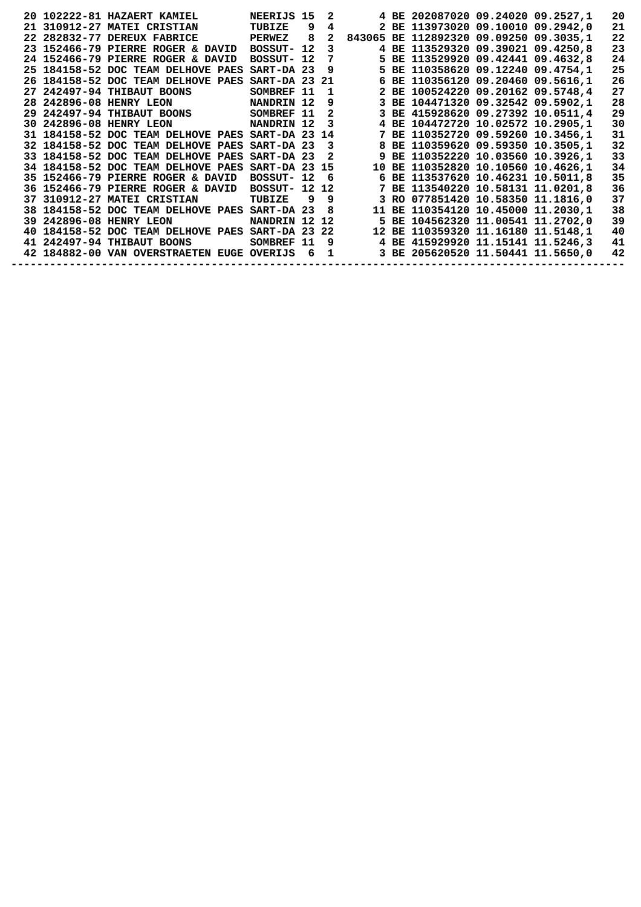| | | | | | | | | | | | |
|---|---|---|---|---|---|---|---|---|---|---|---|
| 20 | 102222-81 | HAZAERT KAMIEL | NEERIJS | 15 | 2 | | 4 | BE 202087020 | 09.24020 | 09.2527,1 | 20 |
| 21 | 310912-27 | MATEI CRISTIAN | TUBIZE | 9 | 4 | | 2 | BE 113973020 | 09.10010 | 09.2942,0 | 21 |
| 22 | 282832-77 | DEREUX FABRICE | PERWEZ | 8 | 2 | 843065 | | BE 112892320 | 09.09250 | 09.3035,1 | 22 |
| 23 | 152466-79 | PIERRE ROGER & DAVID | BOSSUT- | 12 | 3 | | 4 | BE 113529320 | 09.39021 | 09.4250,8 | 23 |
| 24 | 152466-79 | PIERRE ROGER & DAVID | BOSSUT- | 12 | 7 | | 5 | BE 113529920 | 09.42441 | 09.4632,8 | 24 |
| 25 | 184158-52 | DOC TEAM DELHOVE PAES | SART-DA | 23 | 9 | | 5 | BE 110358620 | 09.12240 | 09.4754,1 | 25 |
| 26 | 184158-52 | DOC TEAM DELHOVE PAES | SART-DA | 23 | 21 | | 6 | BE 110356120 | 09.20460 | 09.5616,1 | 26 |
| 27 | 242497-94 | THIBAUT BOONS | SOMBREF | 11 | 1 | | 2 | BE 100524220 | 09.20162 | 09.5748,4 | 27 |
| 28 | 242896-08 | HENRY LEON | NANDRIN | 12 | 9 | | 3 | BE 104471320 | 09.32542 | 09.5902,1 | 28 |
| 29 | 242497-94 | THIBAUT BOONS | SOMBREF | 11 | 2 | | 3 | BE 415928620 | 09.27392 | 10.0511,4 | 29 |
| 30 | 242896-08 | HENRY LEON | NANDRIN | 12 | 3 | | 4 | BE 104472720 | 10.02572 | 10.2905,1 | 30 |
| 31 | 184158-52 | DOC TEAM DELHOVE PAES | SART-DA | 23 | 14 | | 7 | BE 110352720 | 09.59260 | 10.3456,1 | 31 |
| 32 | 184158-52 | DOC TEAM DELHOVE PAES | SART-DA | 23 | 3 | | 8 | BE 110359620 | 09.59350 | 10.3505,1 | 32 |
| 33 | 184158-52 | DOC TEAM DELHOVE PAES | SART-DA | 23 | 2 | | 9 | BE 110352220 | 10.03560 | 10.3926,1 | 33 |
| 34 | 184158-52 | DOC TEAM DELHOVE PAES | SART-DA | 23 | 15 | | 10 | BE 110352820 | 10.10560 | 10.4626,1 | 34 |
| 35 | 152466-79 | PIERRE ROGER & DAVID | BOSSUT- | 12 | 6 | | 6 | BE 113537620 | 10.46231 | 10.5011,8 | 35 |
| 36 | 152466-79 | PIERRE ROGER & DAVID | BOSSUT- | 12 | 12 | | 7 | BE 113540220 | 10.58131 | 11.0201,8 | 36 |
| 37 | 310912-27 | MATEI CRISTIAN | TUBIZE | 9 | 9 | | 3 | RO 077851420 | 10.58350 | 11.1816,0 | 37 |
| 38 | 184158-52 | DOC TEAM DELHOVE PAES | SART-DA | 23 | 8 | | 11 | BE 110354120 | 10.45000 | 11.2030,1 | 38 |
| 39 | 242896-08 | HENRY LEON | NANDRIN | 12 | 12 | | 5 | BE 104562320 | 11.00541 | 11.2702,0 | 39 |
| 40 | 184158-52 | DOC TEAM DELHOVE PAES | SART-DA | 23 | 22 | | 12 | BE 110359320 | 11.16180 | 11.5148,1 | 40 |
| 41 | 242497-94 | THIBAUT BOONS | SOMBREF | 11 | 9 | | 4 | BE 415929920 | 11.15141 | 11.5246,3 | 41 |
| 42 | 184882-00 | VAN OVERSTRAETEN EUGE | OVERIJS | 6 | 1 | | 3 | BE 205620520 | 11.50441 | 11.5650,0 | 42 |